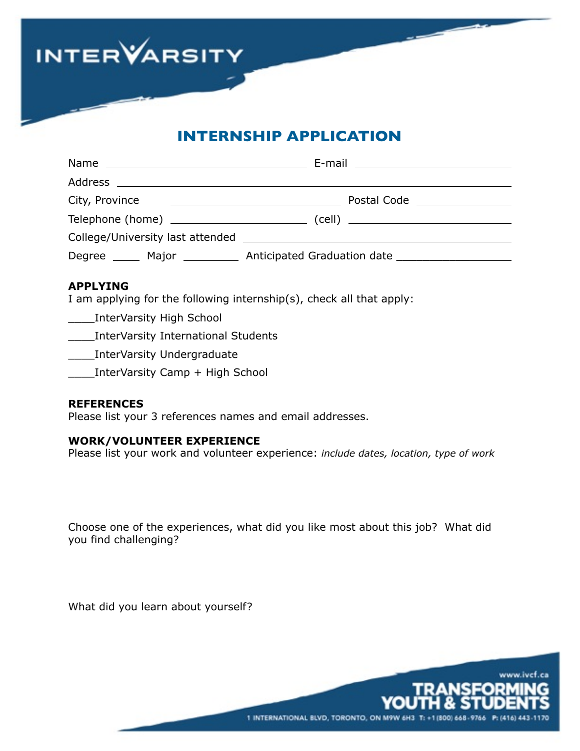INTERVARSITY

# INTERNSHIP APPLICATION

Name ______________________________ E-mail ______________________________

Address ____________________________________________________________

City, Province ______________________________ Postal Code ______________

Telephone (home) ______________________ (cell) __________________________

College/University last attended ____________________________________________

Degree ____ Major _________ Anticipated Graduation date _________________

**APPLYING**

I am applying for the following internship(s), check all that apply:

____InterVarsity High School

____InterVarsity International Students

____InterVarsity Undergraduate

____InterVarsity Camp + High School

**REFERENCES**

Please list your 3 references names and email addresses.

**WORK/VOLUNTEER EXPERIENCE**

Please list your work and volunteer experience: *include dates, location, type of work*

Choose one of the experiences, what did you like most about this job? What did you find challenging?

What did you learn about yourself?

www.ivcf.ca

TRANSFORMING YOUTH & STUDENTS

1 INTERNATIONAL BLVD, TORONTO, ON M9W 6H3 T: +1 (800) 668-9766 P: (416) 443-1170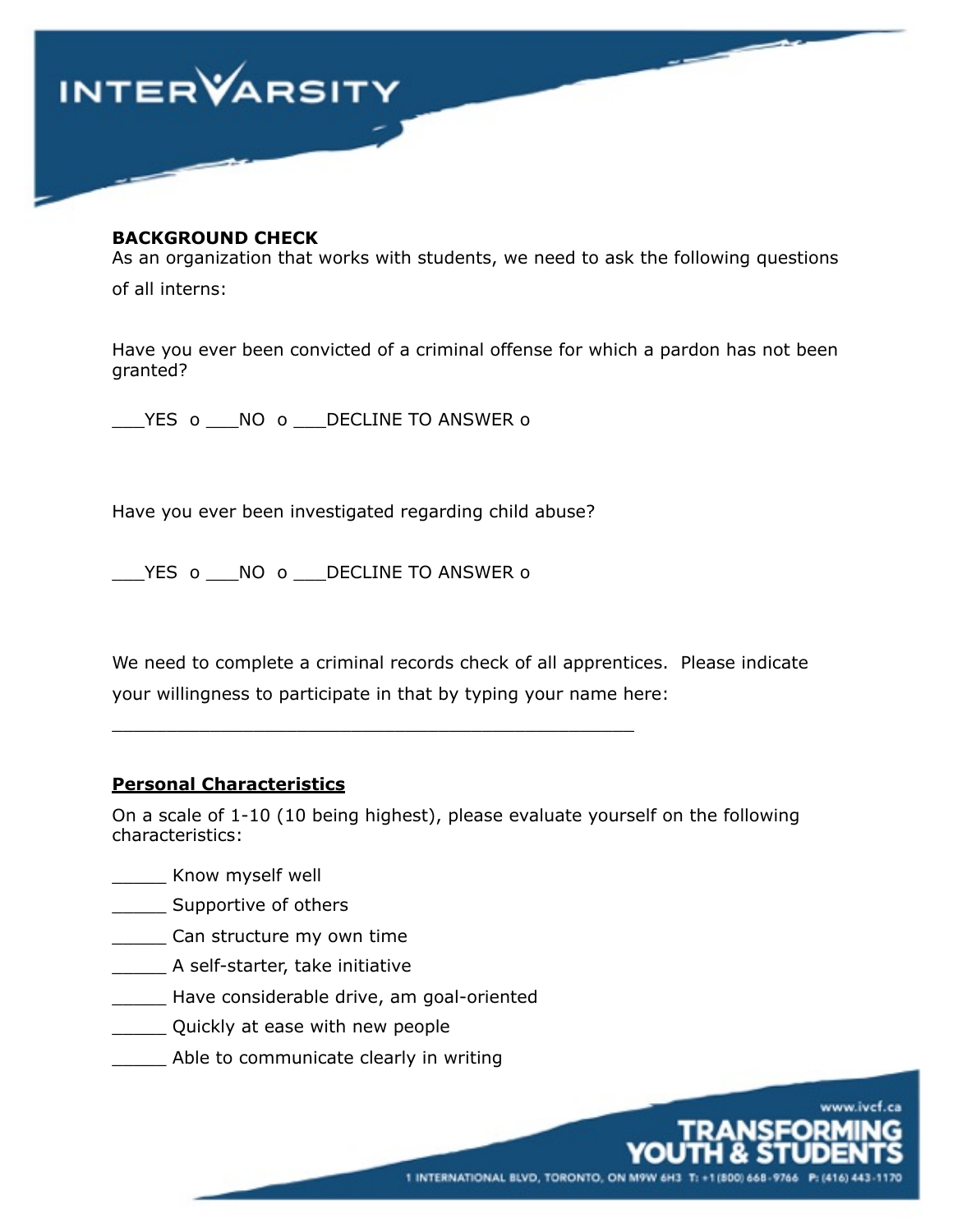**BACKGROUND CHECK**
As an organization that works with students, we need to ask the following questions of all interns:

Have you ever been convicted of a criminal offense for which a pardon has not been granted?

___YES o ___NO o ___DECLINE TO ANSWER o

Have you ever been investigated regarding child abuse?

___YES o ___NO o ___DECLINE TO ANSWER o

We need to complete a criminal records check of all apprentices. Please indicate your willingness to participate in that by typing your name here:

_______________________________________________

**Personal Characteristics**

On a scale of 1-10 (10 being highest), please evaluate yourself on the following characteristics:

_____ Know myself well
_____ Supportive of others
_____ Can structure my own time
_____ A self-starter, take initiative
_____ Have considerable drive, am goal-oriented
_____ Quickly at ease with new people
_____ Able to communicate clearly in writing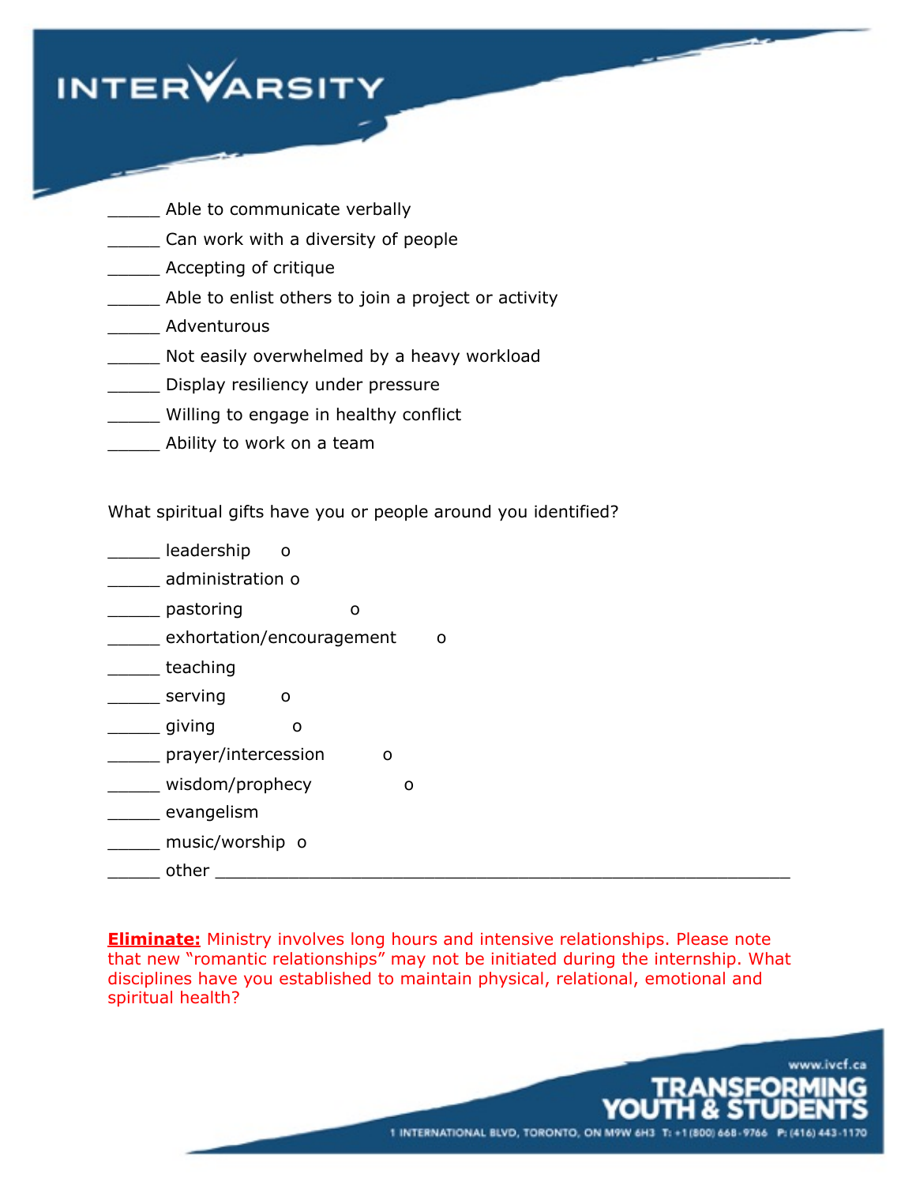_____ Able to communicate verbally
_____ Can work with a diversity of people
_____ Accepting of critique
_____ Able to enlist others to join a project or activity
_____ Adventurous
_____ Not easily overwhelmed by a heavy workload
_____ Display resiliency under pressure
_____ Willing to engage in healthy conflict
_____ Ability to work on a team

What spiritual gifts have you or people around you identified?

_____ leadership o
_____ administration o
_____ pastoring o
_____ exhortation/encouragement o
_____ teaching
_____ serving o
_____ giving o
_____ prayer/intercession o
_____ wisdom/prophecy o
_____ evangelism
_____ music/worship o
_____ other ______________________________________________________

**Eliminate:** Ministry involves long hours and intensive relationships. Please note that new "romantic relationships" may not be initiated during the internship. What disciplines have you established to maintain physical, relational, emotional and spiritual health?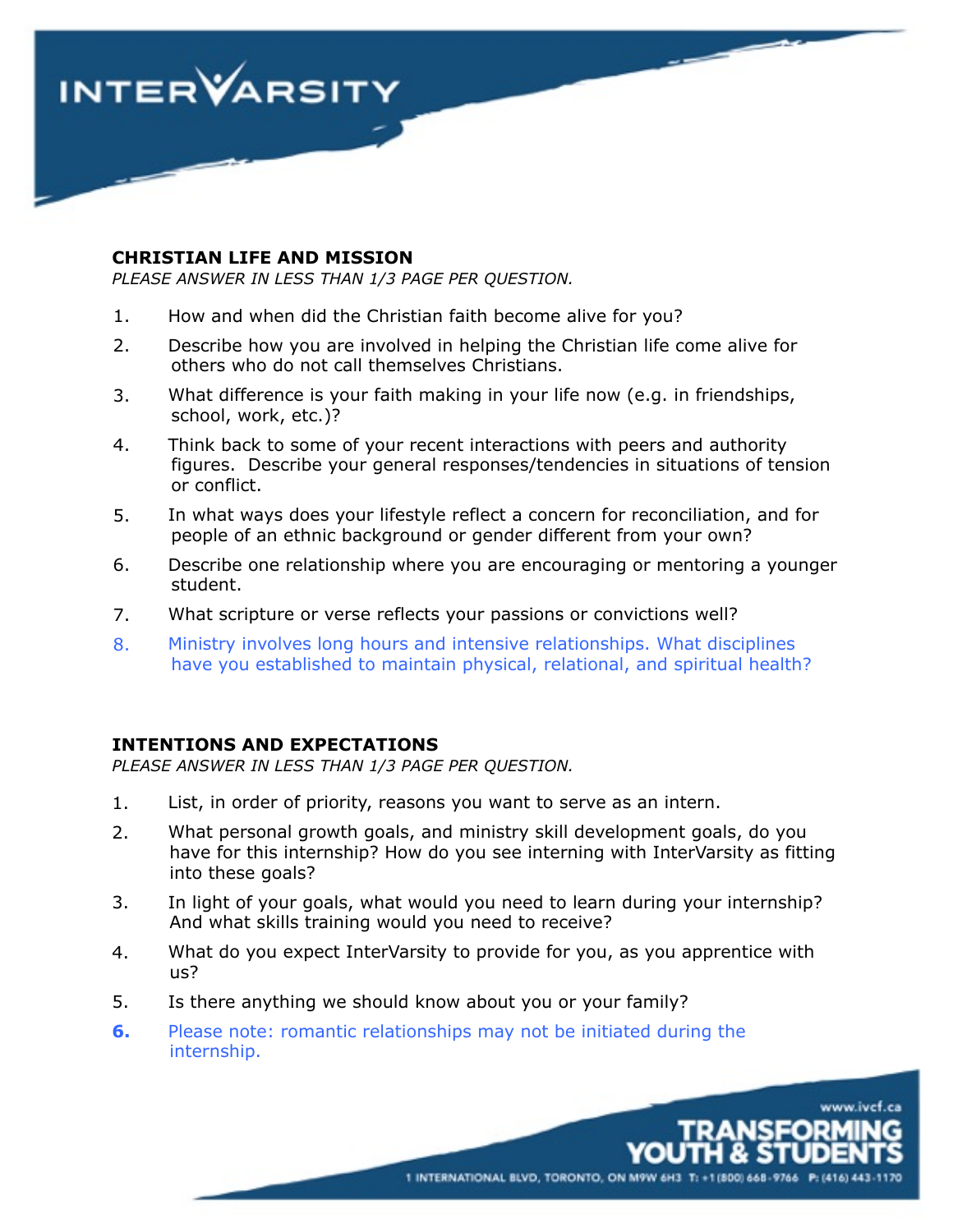**CHRISTIAN LIFE AND MISSION**

*PLEASE ANSWER IN LESS THAN 1/3 PAGE PER QUESTION.*

1. How and when did the Christian faith become alive for you?
2. Describe how you are involved in helping the Christian life come alive for others who do not call themselves Christians.
3. What difference is your faith making in your life now (e.g. in friendships, school, work, etc.)?
4. Think back to some of your recent interactions with peers and authority figures. Describe your general responses/tendencies in situations of tension or conflict.
5. In what ways does your lifestyle reflect a concern for reconciliation, and for people of an ethnic background or gender different from your own?
6. Describe one relationship where you are encouraging or mentoring a younger student.
7. What scripture or verse reflects your passions or convictions well?
8. Ministry involves long hours and intensive relationships. What disciplines have you established to maintain physical, relational, and spiritual health?

**INTENTIONS AND EXPECTATIONS**

*PLEASE ANSWER IN LESS THAN 1/3 PAGE PER QUESTION.*

1. List, in order of priority, reasons you want to serve as an intern.
2. What personal growth goals, and ministry skill development goals, do you have for this internship? How do you see interning with InterVarsity as fitting into these goals?
3. In light of your goals, what would you need to learn during your internship? And what skills training would you need to receive?
4. What do you expect InterVarsity to provide for you, as you apprentice with us?
5. Is there anything we should know about you or your family?
6. Please note: romantic relationships may not be initiated during the internship.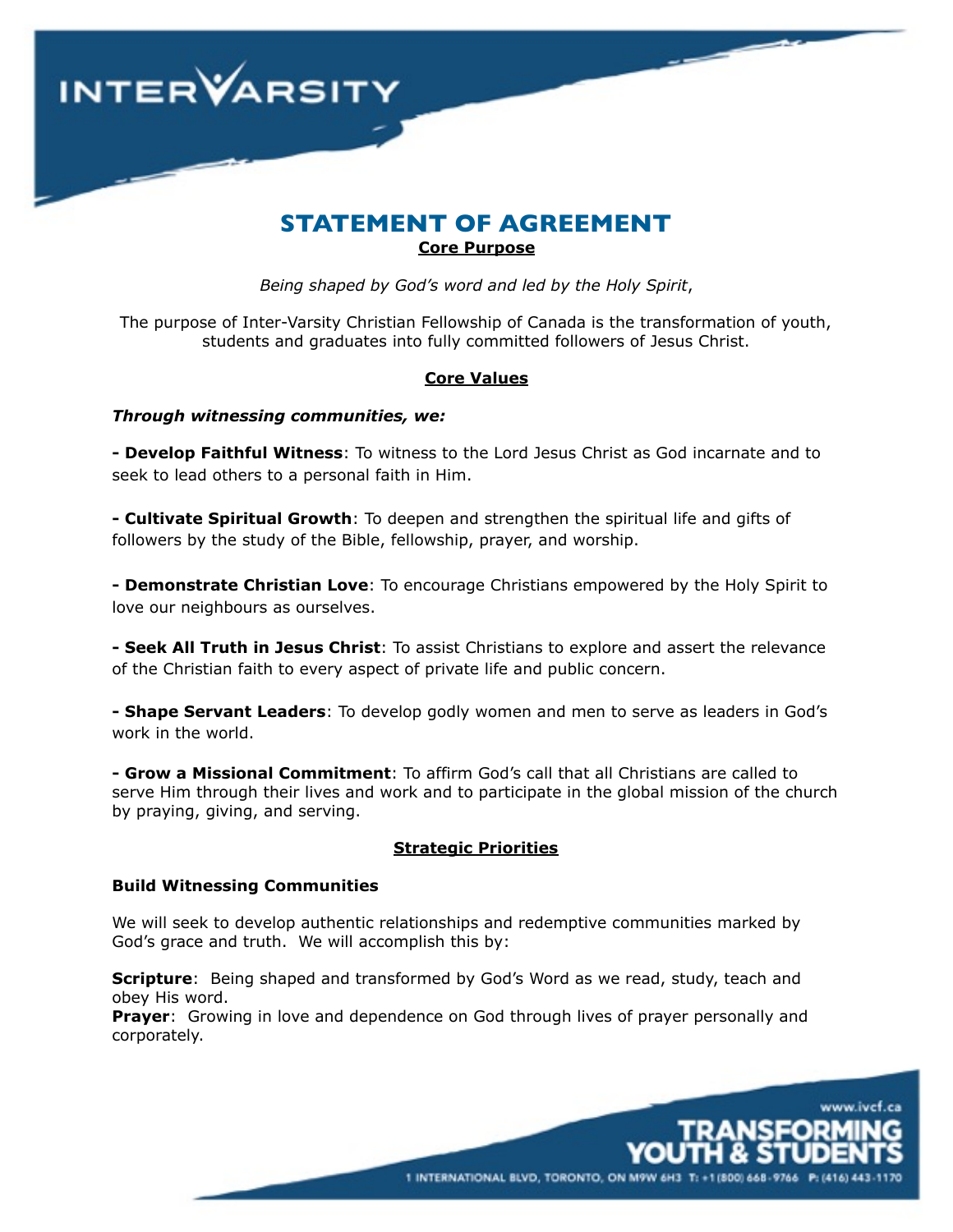# STATEMENT OF AGREEMENT

## Core Purpose

*Being shaped by God's word and led by the Holy Spirit*,

The purpose of Inter-Varsity Christian Fellowship of Canada is the transformation of youth, students and graduates into fully committed followers of Jesus Christ.

## Core Values

***Through witnessing communities, we:***

**- Develop Faithful Witness**: To witness to the Lord Jesus Christ as God incarnate and to seek to lead others to a personal faith in Him.

**- Cultivate Spiritual Growth**: To deepen and strengthen the spiritual life and gifts of followers by the study of the Bible, fellowship, prayer, and worship.

**- Demonstrate Christian Love**: To encourage Christians empowered by the Holy Spirit to love our neighbours as ourselves.

**- Seek All Truth in Jesus Christ**: To assist Christians to explore and assert the relevance of the Christian faith to every aspect of private life and public concern.

**- Shape Servant Leaders**: To develop godly women and men to serve as leaders in God's work in the world.

**- Grow a Missional Commitment**: To affirm God's call that all Christians are called to serve Him through their lives and work and to participate in the global mission of the church by praying, giving, and serving.

## Strategic Priorities

**Build Witnessing Communities**

We will seek to develop authentic relationships and redemptive communities marked by God's grace and truth. We will accomplish this by:

**Scripture**: Being shaped and transformed by God's Word as we read, study, teach and obey His word.
**Prayer**: Growing in love and dependence on God through lives of prayer personally and corporately.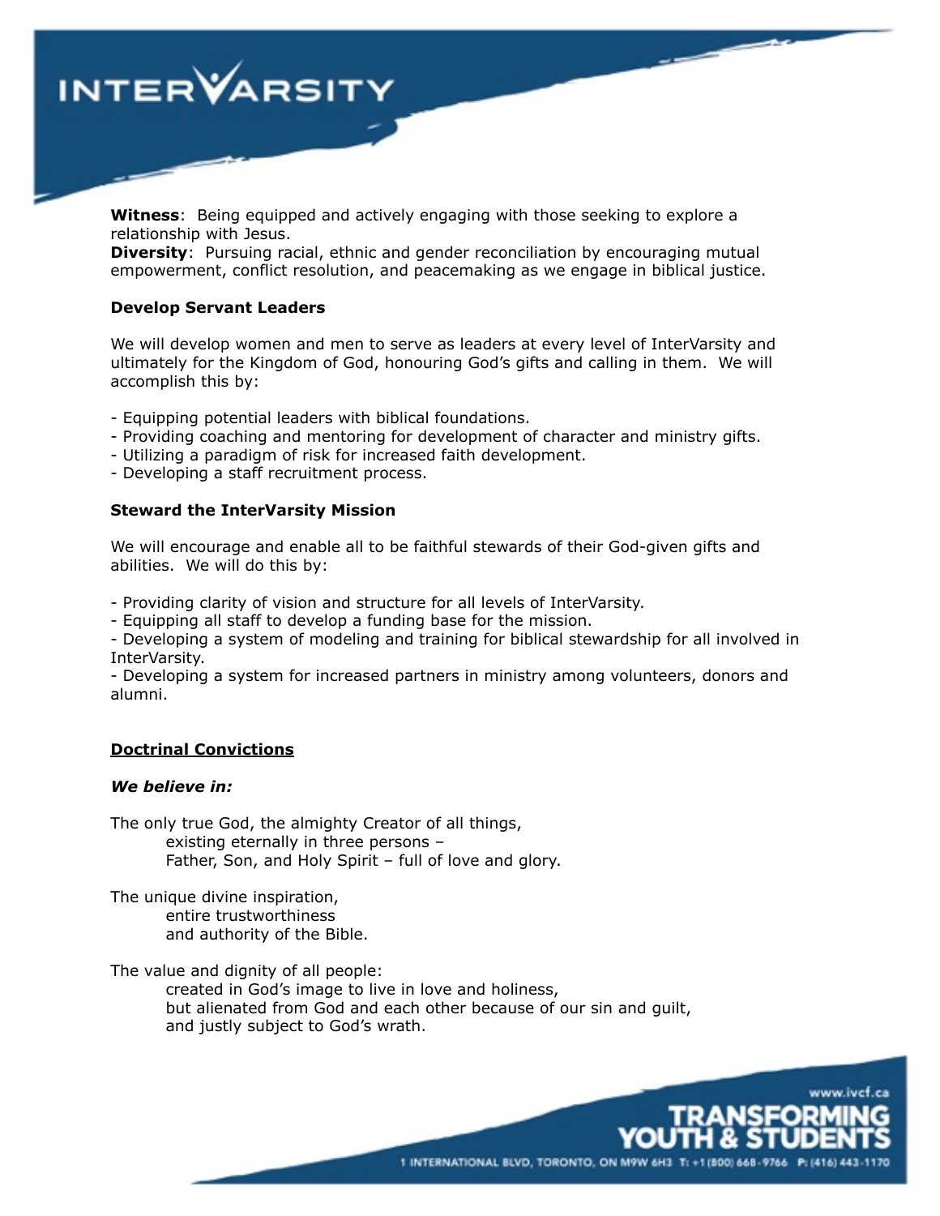**Witness**: Being equipped and actively engaging with those seeking to explore a relationship with Jesus.
**Diversity**: Pursuing racial, ethnic and gender reconciliation by encouraging mutual empowerment, conflict resolution, and peacemaking as we engage in biblical justice.

**Develop Servant Leaders**

We will develop women and men to serve as leaders at every level of InterVarsity and ultimately for the Kingdom of God, honouring God's gifts and calling in them. We will accomplish this by:

- Equipping potential leaders with biblical foundations.
- Providing coaching and mentoring for development of character and ministry gifts.
- Utilizing a paradigm of risk for increased faith development.
- Developing a staff recruitment process.

**Steward the InterVarsity Mission**

We will encourage and enable all to be faithful stewards of their God-given gifts and abilities. We will do this by:

- Providing clarity of vision and structure for all levels of InterVarsity.
- Equipping all staff to develop a funding base for the mission.
- Developing a system of modeling and training for biblical stewardship for all involved in InterVarsity.
- Developing a system for increased partners in ministry among volunteers, donors and alumni.

## Doctrinal Convictions

***We believe in:***

The only true God, the almighty Creator of all things,
existing eternally in three persons –
Father, Son, and Holy Spirit – full of love and glory.

The unique divine inspiration,
entire trustworthiness
and authority of the Bible.

The value and dignity of all people:
created in God's image to live in love and holiness,
but alienated from God and each other because of our sin and guilt,
and justly subject to God's wrath.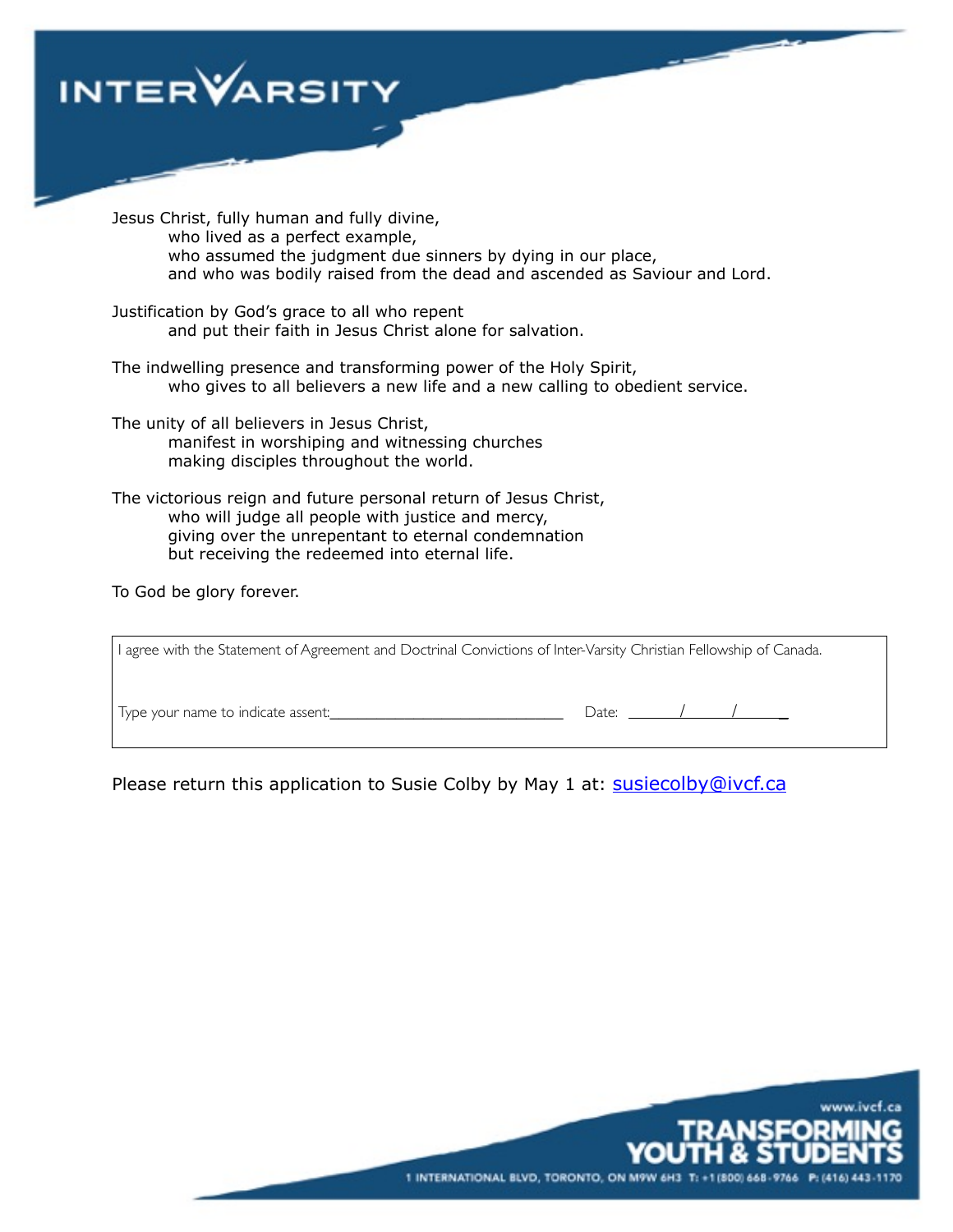Jesus Christ, fully human and fully divine,
who lived as a perfect example,
who assumed the judgment due sinners by dying in our place,
and who was bodily raised from the dead and ascended as Saviour and Lord.

Justification by God's grace to all who repent
and put their faith in Jesus Christ alone for salvation.

The indwelling presence and transforming power of the Holy Spirit,
who gives to all believers a new life and a new calling to obedient service.

The unity of all believers in Jesus Christ,
manifest in worshiping and witnessing churches
making disciples throughout the world.

The victorious reign and future personal return of Jesus Christ,
who will judge all people with justice and mercy,
giving over the unrepentant to eternal condemnation
but receiving the redeemed into eternal life.

To God be glory forever.

I agree with the Statement of Agreement and Doctrinal Convictions of Inter-Varsity Christian Fellowship of Canada.

Type your name to indicate assent:____________________________ Date: ______/______/______

Please return this application to Susie Colby by May 1 at: susiecolby@ivcf.ca